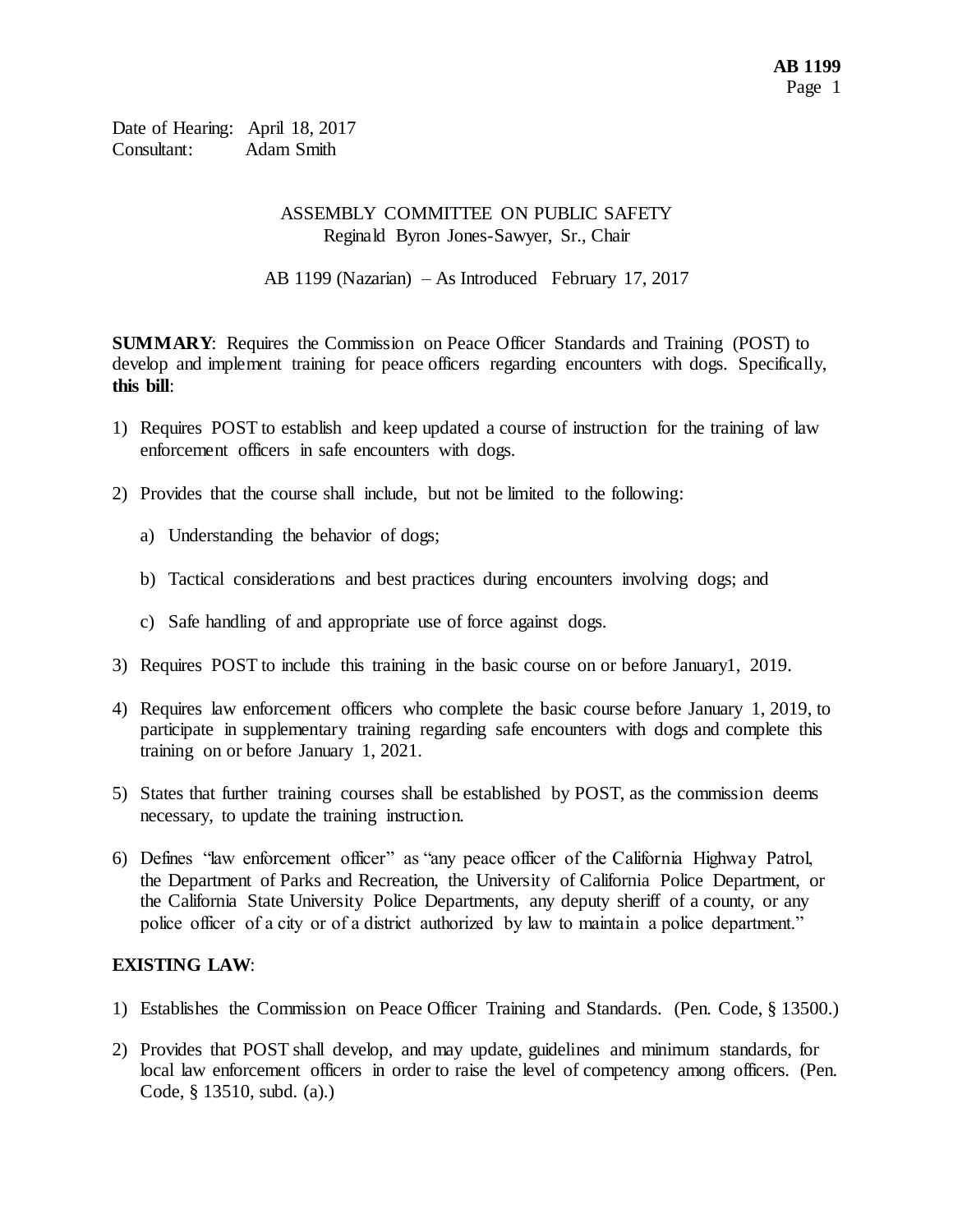Date of Hearing: April 18, 2017
Consultant: Adam Smith

ASSEMBLY COMMITTEE ON PUBLIC SAFETY
Reginald Byron Jones-Sawyer, Sr., Chair

AB 1199 (Nazarian) – As Introduced February 17, 2017

**SUMMARY**: Requires the Commission on Peace Officer Standards and Training (POST) to develop and implement training for peace officers regarding encounters with dogs. Specifically, **this bill**:

1) Requires POST to establish and keep updated a course of instruction for the training of law enforcement officers in safe encounters with dogs.

2) Provides that the course shall include, but not be limited to the following:

   a) Understanding the behavior of dogs;

   b) Tactical considerations and best practices during encounters involving dogs; and

   c) Safe handling of and appropriate use of force against dogs.

3) Requires POST to include this training in the basic course on or before January1, 2019.

4) Requires law enforcement officers who complete the basic course before January 1, 2019, to participate in supplementary training regarding safe encounters with dogs and complete this training on or before January 1, 2021.

5) States that further training courses shall be established by POST, as the commission deems necessary, to update the training instruction.

6) Defines "law enforcement officer" as "any peace officer of the California Highway Patrol, the Department of Parks and Recreation, the University of California Police Department, or the California State University Police Departments, any deputy sheriff of a county, or any police officer of a city or of a district authorized by law to maintain a police department."

**EXISTING LAW**:

1) Establishes the Commission on Peace Officer Training and Standards. (Pen. Code, § 13500.)

2) Provides that POST shall develop, and may update, guidelines and minimum standards, for local law enforcement officers in order to raise the level of competency among officers. (Pen. Code, § 13510, subd. (a).)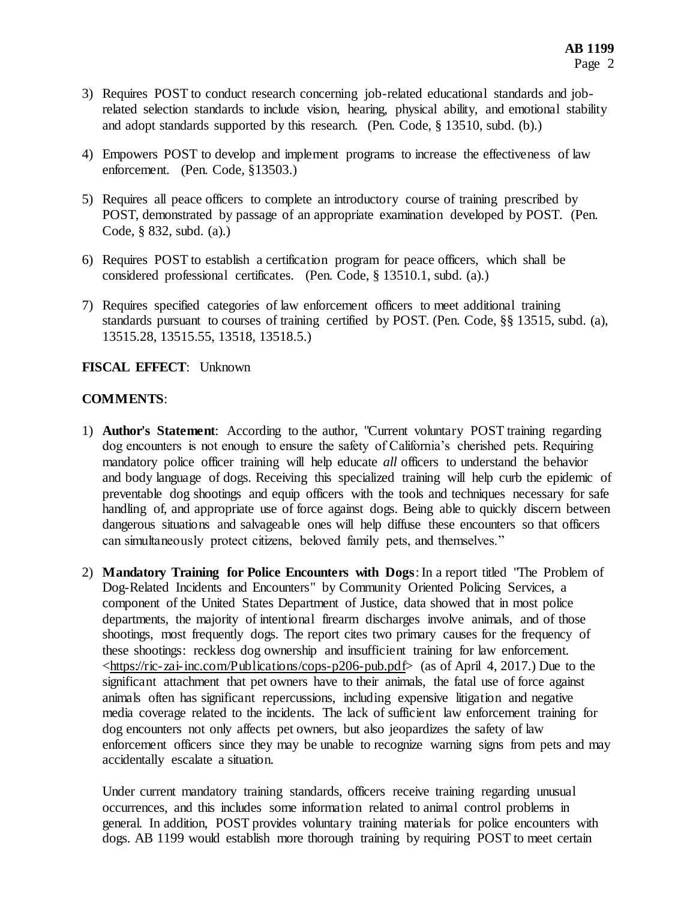3) Requires POST to conduct research concerning job-related educational standards and job-related selection standards to include vision, hearing, physical ability, and emotional stability and adopt standards supported by this research. (Pen. Code, § 13510, subd. (b).)

4) Empowers POST to develop and implement programs to increase the effectiveness of law enforcement. (Pen. Code, §13503.)

5) Requires all peace officers to complete an introductory course of training prescribed by POST, demonstrated by passage of an appropriate examination developed by POST. (Pen. Code, § 832, subd. (a).)

6) Requires POST to establish a certification program for peace officers, which shall be considered professional certificates. (Pen. Code, § 13510.1, subd. (a).)

7) Requires specified categories of law enforcement officers to meet additional training standards pursuant to courses of training certified by POST. (Pen. Code, §§ 13515, subd. (a), 13515.28, 13515.55, 13518, 13518.5.)

**FISCAL EFFECT**: Unknown

**COMMENTS**:

1) **Author's Statement**: According to the author, "Current voluntary POST training regarding dog encounters is not enough to ensure the safety of California's cherished pets. Requiring mandatory police officer training will help educate *all* officers to understand the behavior and body language of dogs. Receiving this specialized training will help curb the epidemic of preventable dog shootings and equip officers with the tools and techniques necessary for safe handling of, and appropriate use of force against dogs. Being able to quickly discern between dangerous situations and salvageable ones will help diffuse these encounters so that officers can simultaneously protect citizens, beloved family pets, and themselves."

2) **Mandatory Training for Police Encounters with Dogs**: In a report titled "The Problem of Dog-Related Incidents and Encounters" by Community Oriented Policing Services, a component of the United States Department of Justice, data showed that in most police departments, the majority of intentional firearm discharges involve animals, and of those shootings, most frequently dogs. The report cites two primary causes for the frequency of these shootings: reckless dog ownership and insufficient training for law enforcement. <https://ric-zai-inc.com/Publications/cops-p206-pub.pdf> (as of April 4, 2017.) Due to the significant attachment that pet owners have to their animals, the fatal use of force against animals often has significant repercussions, including expensive litigation and negative media coverage related to the incidents. The lack of sufficient law enforcement training for dog encounters not only affects pet owners, but also jeopardizes the safety of law enforcement officers since they may be unable to recognize warning signs from pets and may accidentally escalate a situation.

   Under current mandatory training standards, officers receive training regarding unusual occurrences, and this includes some information related to animal control problems in general. In addition, POST provides voluntary training materials for police encounters with dogs. AB 1199 would establish more thorough training by requiring POST to meet certain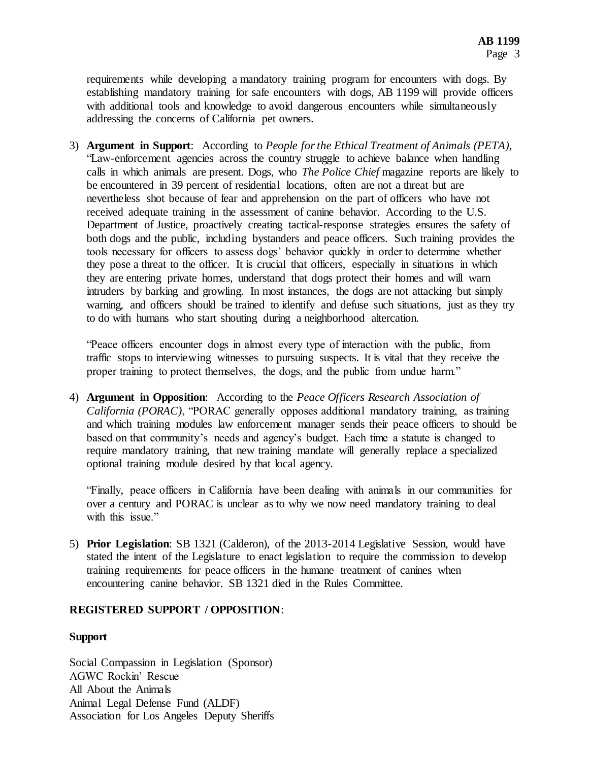requirements while developing a mandatory training program for encounters with dogs. By establishing mandatory training for safe encounters with dogs, AB 1199 will provide officers with additional tools and knowledge to avoid dangerous encounters while simultaneously addressing the concerns of California pet owners.

3) **Argument in Support**: According to *People for the Ethical Treatment of Animals (PETA)*, "Law-enforcement agencies across the country struggle to achieve balance when handling calls in which animals are present. Dogs, who *The Police Chief* magazine reports are likely to be encountered in 39 percent of residential locations, often are not a threat but are nevertheless shot because of fear and apprehension on the part of officers who have not received adequate training in the assessment of canine behavior. According to the U.S. Department of Justice, proactively creating tactical-response strategies ensures the safety of both dogs and the public, including bystanders and peace officers. Such training provides the tools necessary for officers to assess dogs' behavior quickly in order to determine whether they pose a threat to the officer. It is crucial that officers, especially in situations in which they are entering private homes, understand that dogs protect their homes and will warn intruders by barking and growling. In most instances, the dogs are not attacking but simply warning, and officers should be trained to identify and defuse such situations, just as they try to do with humans who start shouting during a neighborhood altercation.

   "Peace officers encounter dogs in almost every type of interaction with the public, from traffic stops to interviewing witnesses to pursuing suspects. It is vital that they receive the proper training to protect themselves, the dogs, and the public from undue harm."

4) **Argument in Opposition**: According to the *Peace Officers Research Association of California (PORAC)*, "PORAC generally opposes additional mandatory training, as training and which training modules law enforcement manager sends their peace officers to should be based on that community's needs and agency's budget. Each time a statute is changed to require mandatory training, that new training mandate will generally replace a specialized optional training module desired by that local agency.

   "Finally, peace officers in California have been dealing with animals in our communities for over a century and PORAC is unclear as to why we now need mandatory training to deal with this issue."

5) **Prior Legislation**: SB 1321 (Calderon), of the 2013-2014 Legislative Session, would have stated the intent of the Legislature to enact legislation to require the commission to develop training requirements for peace officers in the humane treatment of canines when encountering canine behavior. SB 1321 died in the Rules Committee.

**REGISTERED SUPPORT / OPPOSITION**:

**Support**

Social Compassion in Legislation (Sponsor)
AGWC Rockin' Rescue
All About the Animals
Animal Legal Defense Fund (ALDF)
Association for Los Angeles Deputy Sheriffs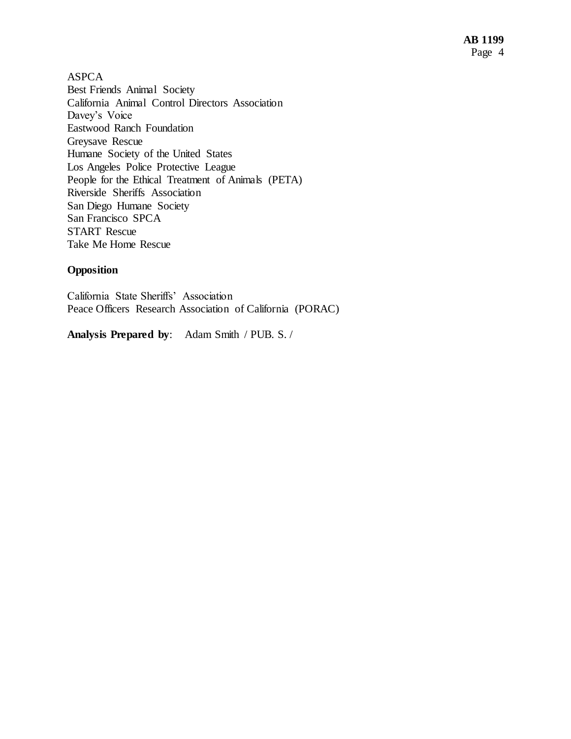ASPCA
Best Friends Animal Society
California Animal Control Directors Association
Davey's Voice
Eastwood Ranch Foundation
Greysave Rescue
Humane Society of the United States
Los Angeles Police Protective League
People for the Ethical Treatment of Animals (PETA)
Riverside Sheriffs Association
San Diego Humane Society
San Francisco SPCA
START Rescue
Take Me Home Rescue

**Opposition**

California State Sheriffs' Association
Peace Officers Research Association of California (PORAC)

**Analysis Prepared by**: Adam Smith / PUB. S. /